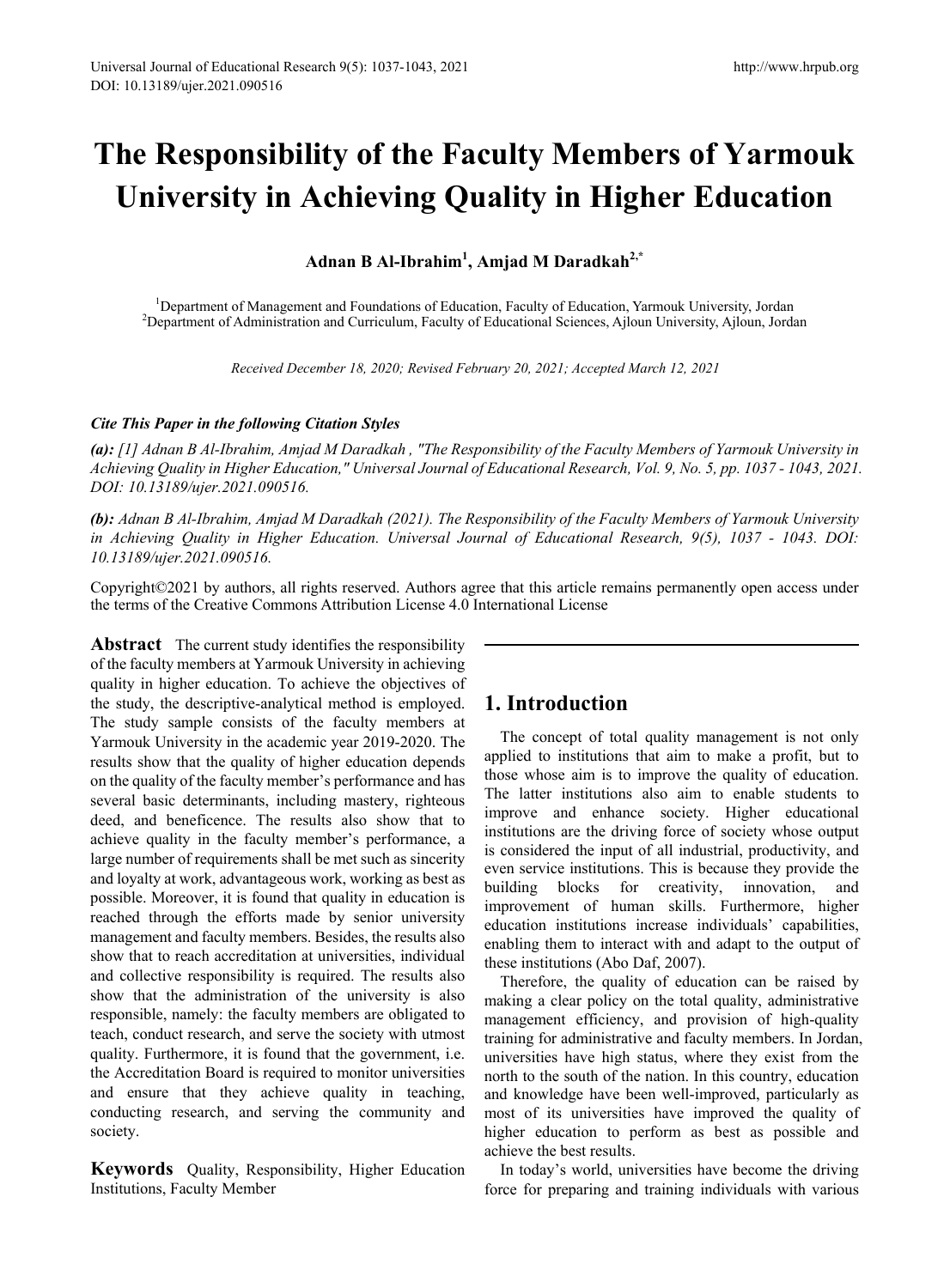# The Responsibility of the Faculty Members of Yarmouk University in Achieving Quality in Higher Education

**Adnan B Al-Ibrahim[1], Amjad M Daradkah[2,*]**

[1]Department of Management and Foundations of Education, Faculty of Education, Yarmouk University, Jordan
[2]Department of Administration and Curriculum, Faculty of Educational Sciences, Ajloun University, Ajloun, Jordan

*Received December 18, 2020; Revised February 20, 2021; Accepted March 12, 2021*

***Cite This Paper in the following Citation Styles***

***(a):*** *[1] Adnan B Al-Ibrahim, Amjad M Daradkah , "The Responsibility of the Faculty Members of Yarmouk University in Achieving Quality in Higher Education," Universal Journal of Educational Research, Vol. 9, No. 5, pp. 1037 - 1043, 2021. DOI: 10.13189/ujer.2021.090516.*

***(b):*** *Adnan B Al-Ibrahim, Amjad M Daradkah (2021). The Responsibility of the Faculty Members of Yarmouk University in Achieving Quality in Higher Education. Universal Journal of Educational Research, 9(5), 1037 - 1043. DOI: 10.13189/ujer.2021.090516.*

Copyright©2021 by authors, all rights reserved. Authors agree that this article remains permanently open access under the terms of the Creative Commons Attribution License 4.0 International License

**Abstract** The current study identifies the responsibility of the faculty members at Yarmouk University in achieving quality in higher education. To achieve the objectives of the study, the descriptive-analytical method is employed. The study sample consists of the faculty members at Yarmouk University in the academic year 2019-2020. The results show that the quality of higher education depends on the quality of the faculty member's performance and has several basic determinants, including mastery, righteous deed, and beneficence. The results also show that to achieve quality in the faculty member's performance, a large number of requirements shall be met such as sincerity and loyalty at work, advantageous work, working as best as possible. Moreover, it is found that quality in education is reached through the efforts made by senior university management and faculty members. Besides, the results also show that to reach accreditation at universities, individual and collective responsibility is required. The results also show that the administration of the university is also responsible, namely: the faculty members are obligated to teach, conduct research, and serve the society with utmost quality. Furthermore, it is found that the government, i.e. the Accreditation Board is required to monitor universities and ensure that they achieve quality in teaching, conducting research, and serving the community and society.

**Keywords** Quality, Responsibility, Higher Education Institutions, Faculty Member

## 1. Introduction

The concept of total quality management is not only applied to institutions that aim to make a profit, but to those whose aim is to improve the quality of education. The latter institutions also aim to enable students to improve and enhance society. Higher educational institutions are the driving force of society whose output is considered the input of all industrial, productivity, and even service institutions. This is because they provide the building blocks for creativity, innovation, and improvement of human skills. Furthermore, higher education institutions increase individuals' capabilities, enabling them to interact with and adapt to the output of these institutions (Abo Daf, 2007).

Therefore, the quality of education can be raised by making a clear policy on the total quality, administrative management efficiency, and provision of high-quality training for administrative and faculty members. In Jordan, universities have high status, where they exist from the north to the south of the nation. In this country, education and knowledge have been well-improved, particularly as most of its universities have improved the quality of higher education to perform as best as possible and achieve the best results.

In today's world, universities have become the driving force for preparing and training individuals with various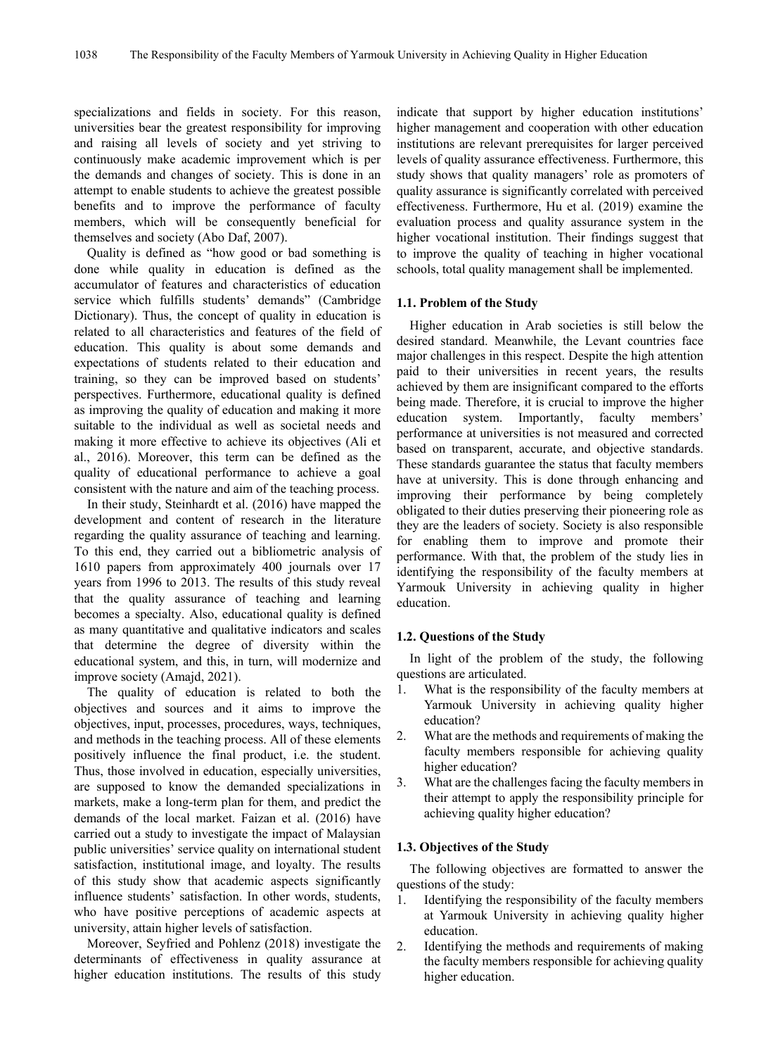specializations and fields in society. For this reason, universities bear the greatest responsibility for improving and raising all levels of society and yet striving to continuously make academic improvement which is per the demands and changes of society. This is done in an attempt to enable students to achieve the greatest possible benefits and to improve the performance of faculty members, which will be consequently beneficial for themselves and society (Abo Daf, 2007).

Quality is defined as "how good or bad something is done while quality in education is defined as the accumulator of features and characteristics of education service which fulfills students' demands" (Cambridge Dictionary). Thus, the concept of quality in education is related to all characteristics and features of the field of education. This quality is about some demands and expectations of students related to their education and training, so they can be improved based on students' perspectives. Furthermore, educational quality is defined as improving the quality of education and making it more suitable to the individual as well as societal needs and making it more effective to achieve its objectives (Ali et al., 2016). Moreover, this term can be defined as the quality of educational performance to achieve a goal consistent with the nature and aim of the teaching process.

In their study, Steinhardt et al. (2016) have mapped the development and content of research in the literature regarding the quality assurance of teaching and learning. To this end, they carried out a bibliometric analysis of 1610 papers from approximately 400 journals over 17 years from 1996 to 2013. The results of this study reveal that the quality assurance of teaching and learning becomes a specialty. Also, educational quality is defined as many quantitative and qualitative indicators and scales that determine the degree of diversity within the educational system, and this, in turn, will modernize and improve society (Amajd, 2021).

The quality of education is related to both the objectives and sources and it aims to improve the objectives, input, processes, procedures, ways, techniques, and methods in the teaching process. All of these elements positively influence the final product, i.e. the student. Thus, those involved in education, especially universities, are supposed to know the demanded specializations in markets, make a long-term plan for them, and predict the demands of the local market. Faizan et al. (2016) have carried out a study to investigate the impact of Malaysian public universities' service quality on international student satisfaction, institutional image, and loyalty. The results of this study show that academic aspects significantly influence students' satisfaction. In other words, students, who have positive perceptions of academic aspects at university, attain higher levels of satisfaction.

Moreover, Seyfried and Pohlenz (2018) investigate the determinants of effectiveness in quality assurance at higher education institutions. The results of this study indicate that support by higher education institutions' higher management and cooperation with other education institutions are relevant prerequisites for larger perceived levels of quality assurance effectiveness. Furthermore, this study shows that quality managers' role as promoters of quality assurance is significantly correlated with perceived effectiveness. Furthermore, Hu et al. (2019) examine the evaluation process and quality assurance system in the higher vocational institution. Their findings suggest that to improve the quality of teaching in higher vocational schools, total quality management shall be implemented.

### 1.1. Problem of the Study

Higher education in Arab societies is still below the desired standard. Meanwhile, the Levant countries face major challenges in this respect. Despite the high attention paid to their universities in recent years, the results achieved by them are insignificant compared to the efforts being made. Therefore, it is crucial to improve the higher education system. Importantly, faculty members' performance at universities is not measured and corrected based on transparent, accurate, and objective standards. These standards guarantee the status that faculty members have at university. This is done through enhancing and improving their performance by being completely obligated to their duties preserving their pioneering role as they are the leaders of society. Society is also responsible for enabling them to improve and promote their performance. With that, the problem of the study lies in identifying the responsibility of the faculty members at Yarmouk University in achieving quality in higher education.

### 1.2. Questions of the Study

In light of the problem of the study, the following questions are articulated.

1. What is the responsibility of the faculty members at Yarmouk University in achieving quality higher education?
2. What are the methods and requirements of making the faculty members responsible for achieving quality higher education?
3. What are the challenges facing the faculty members in their attempt to apply the responsibility principle for achieving quality higher education?

### 1.3. Objectives of the Study

The following objectives are formatted to answer the questions of the study:

1. Identifying the responsibility of the faculty members at Yarmouk University in achieving quality higher education.
2. Identifying the methods and requirements of making the faculty members responsible for achieving quality higher education.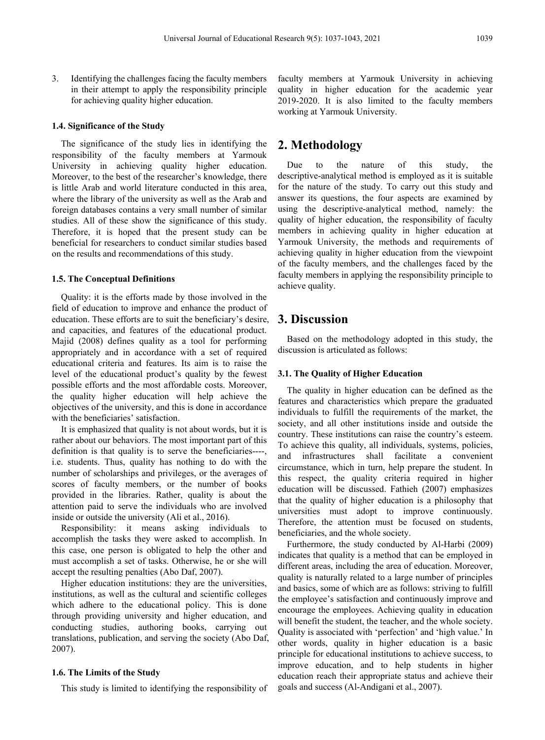3. Identifying the challenges facing the faculty members in their attempt to apply the responsibility principle for achieving quality higher education.

### 1.4. Significance of the Study

The significance of the study lies in identifying the responsibility of the faculty members at Yarmouk University in achieving quality higher education. Moreover, to the best of the researcher's knowledge, there is little Arab and world literature conducted in this area, where the library of the university as well as the Arab and foreign databases contains a very small number of similar studies. All of these show the significance of this study. Therefore, it is hoped that the present study can be beneficial for researchers to conduct similar studies based on the results and recommendations of this study.

### 1.5. The Conceptual Definitions

Quality: it is the efforts made by those involved in the field of education to improve and enhance the product of education. These efforts are to suit the beneficiary's desire, and capacities, and features of the educational product. Majid (2008) defines quality as a tool for performing appropriately and in accordance with a set of required educational criteria and features. Its aim is to raise the level of the educational product's quality by the fewest possible efforts and the most affordable costs. Moreover, the quality higher education will help achieve the objectives of the university, and this is done in accordance with the beneficiaries' satisfaction.

It is emphasized that quality is not about words, but it is rather about our behaviors. The most important part of this definition is that quality is to serve the beneficiaries----, i.e. students. Thus, quality has nothing to do with the number of scholarships and privileges, or the averages of scores of faculty members, or the number of books provided in the libraries. Rather, quality is about the attention paid to serve the individuals who are involved inside or outside the university (Ali et al., 2016).

Responsibility: it means asking individuals to accomplish the tasks they were asked to accomplish. In this case, one person is obligated to help the other and must accomplish a set of tasks. Otherwise, he or she will accept the resulting penalties (Abo Daf, 2007).

Higher education institutions: they are the universities, institutions, as well as the cultural and scientific colleges which adhere to the educational policy. This is done through providing university and higher education, and conducting studies, authoring books, carrying out translations, publication, and serving the society (Abo Daf, 2007).

### 1.6. The Limits of the Study

This study is limited to identifying the responsibility of faculty members at Yarmouk University in achieving quality in higher education for the academic year 2019-2020. It is also limited to the faculty members working at Yarmouk University.

## 2. Methodology

Due to the nature of this study, the descriptive-analytical method is employed as it is suitable for the nature of the study. To carry out this study and answer its questions, the four aspects are examined by using the descriptive-analytical method, namely: the quality of higher education, the responsibility of faculty members in achieving quality in higher education at Yarmouk University, the methods and requirements of achieving quality in higher education from the viewpoint of the faculty members, and the challenges faced by the faculty members in applying the responsibility principle to achieve quality.

## 3. Discussion

Based on the methodology adopted in this study, the discussion is articulated as follows:

### 3.1. The Quality of Higher Education

The quality in higher education can be defined as the features and characteristics which prepare the graduated individuals to fulfill the requirements of the market, the society, and all other institutions inside and outside the country. These institutions can raise the country's esteem. To achieve this quality, all individuals, systems, policies, and infrastructures shall facilitate a convenient circumstance, which in turn, help prepare the student. In this respect, the quality criteria required in higher education will be discussed. Fathieh (2007) emphasizes that the quality of higher education is a philosophy that universities must adopt to improve continuously. Therefore, the attention must be focused on students, beneficiaries, and the whole society.

Furthermore, the study conducted by Al-Harbi (2009) indicates that quality is a method that can be employed in different areas, including the area of education. Moreover, quality is naturally related to a large number of principles and basics, some of which are as follows: striving to fulfill the employee's satisfaction and continuously improve and encourage the employees. Achieving quality in education will benefit the student, the teacher, and the whole society. Quality is associated with 'perfection' and 'high value.' In other words, quality in higher education is a basic principle for educational institutions to achieve success, to improve education, and to help students in higher education reach their appropriate status and achieve their goals and success (Al-Andigani et al., 2007).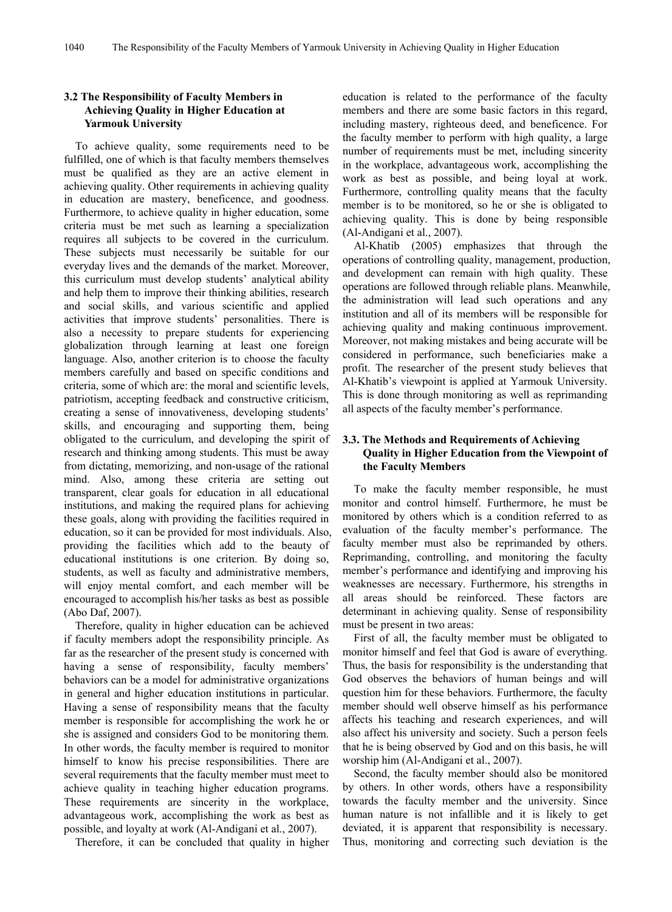### 3.2 The Responsibility of Faculty Members in Achieving Quality in Higher Education at Yarmouk University

To achieve quality, some requirements need to be fulfilled, one of which is that faculty members themselves must be qualified as they are an active element in achieving quality. Other requirements in achieving quality in education are mastery, beneficence, and goodness. Furthermore, to achieve quality in higher education, some criteria must be met such as learning a specialization requires all subjects to be covered in the curriculum. These subjects must necessarily be suitable for our everyday lives and the demands of the market. Moreover, this curriculum must develop students' analytical ability and help them to improve their thinking abilities, research and social skills, and various scientific and applied activities that improve students' personalities. There is also a necessity to prepare students for experiencing globalization through learning at least one foreign language. Also, another criterion is to choose the faculty members carefully and based on specific conditions and criteria, some of which are: the moral and scientific levels, patriotism, accepting feedback and constructive criticism, creating a sense of innovativeness, developing students' skills, and encouraging and supporting them, being obligated to the curriculum, and developing the spirit of research and thinking among students. This must be away from dictating, memorizing, and non-usage of the rational mind. Also, among these criteria are setting out transparent, clear goals for education in all educational institutions, and making the required plans for achieving these goals, along with providing the facilities required in education, so it can be provided for most individuals. Also, providing the facilities which add to the beauty of educational institutions is one criterion. By doing so, students, as well as faculty and administrative members, will enjoy mental comfort, and each member will be encouraged to accomplish his/her tasks as best as possible (Abo Daf, 2007).

Therefore, quality in higher education can be achieved if faculty members adopt the responsibility principle. As far as the researcher of the present study is concerned with having a sense of responsibility, faculty members' behaviors can be a model for administrative organizations in general and higher education institutions in particular. Having a sense of responsibility means that the faculty member is responsible for accomplishing the work he or she is assigned and considers God to be monitoring them. In other words, the faculty member is required to monitor himself to know his precise responsibilities. There are several requirements that the faculty member must meet to achieve quality in teaching higher education programs. These requirements are sincerity in the workplace, advantageous work, accomplishing the work as best as possible, and loyalty at work (Al-Andigani et al., 2007).

Therefore, it can be concluded that quality in higher education is related to the performance of the faculty members and there are some basic factors in this regard, including mastery, righteous deed, and beneficence. For the faculty member to perform with high quality, a large number of requirements must be met, including sincerity in the workplace, advantageous work, accomplishing the work as best as possible, and being loyal at work. Furthermore, controlling quality means that the faculty member is to be monitored, so he or she is obligated to achieving quality. This is done by being responsible (Al-Andigani et al., 2007).

Al-Khatib (2005) emphasizes that through the operations of controlling quality, management, production, and development can remain with high quality. These operations are followed through reliable plans. Meanwhile, the administration will lead such operations and any institution and all of its members will be responsible for achieving quality and making continuous improvement. Moreover, not making mistakes and being accurate will be considered in performance, such beneficiaries make a profit. The researcher of the present study believes that Al-Khatib's viewpoint is applied at Yarmouk University. This is done through monitoring as well as reprimanding all aspects of the faculty member's performance.

### 3.3. The Methods and Requirements of Achieving Quality in Higher Education from the Viewpoint of the Faculty Members

To make the faculty member responsible, he must monitor and control himself. Furthermore, he must be monitored by others which is a condition referred to as evaluation of the faculty member's performance. The faculty member must also be reprimanded by others. Reprimanding, controlling, and monitoring the faculty member's performance and identifying and improving his weaknesses are necessary. Furthermore, his strengths in all areas should be reinforced. These factors are determinant in achieving quality. Sense of responsibility must be present in two areas:

First of all, the faculty member must be obligated to monitor himself and feel that God is aware of everything. Thus, the basis for responsibility is the understanding that God observes the behaviors of human beings and will question him for these behaviors. Furthermore, the faculty member should well observe himself as his performance affects his teaching and research experiences, and will also affect his university and society. Such a person feels that he is being observed by God and on this basis, he will worship him (Al-Andigani et al., 2007).

Second, the faculty member should also be monitored by others. In other words, others have a responsibility towards the faculty member and the university. Since human nature is not infallible and it is likely to get deviated, it is apparent that responsibility is necessary. Thus, monitoring and correcting such deviation is the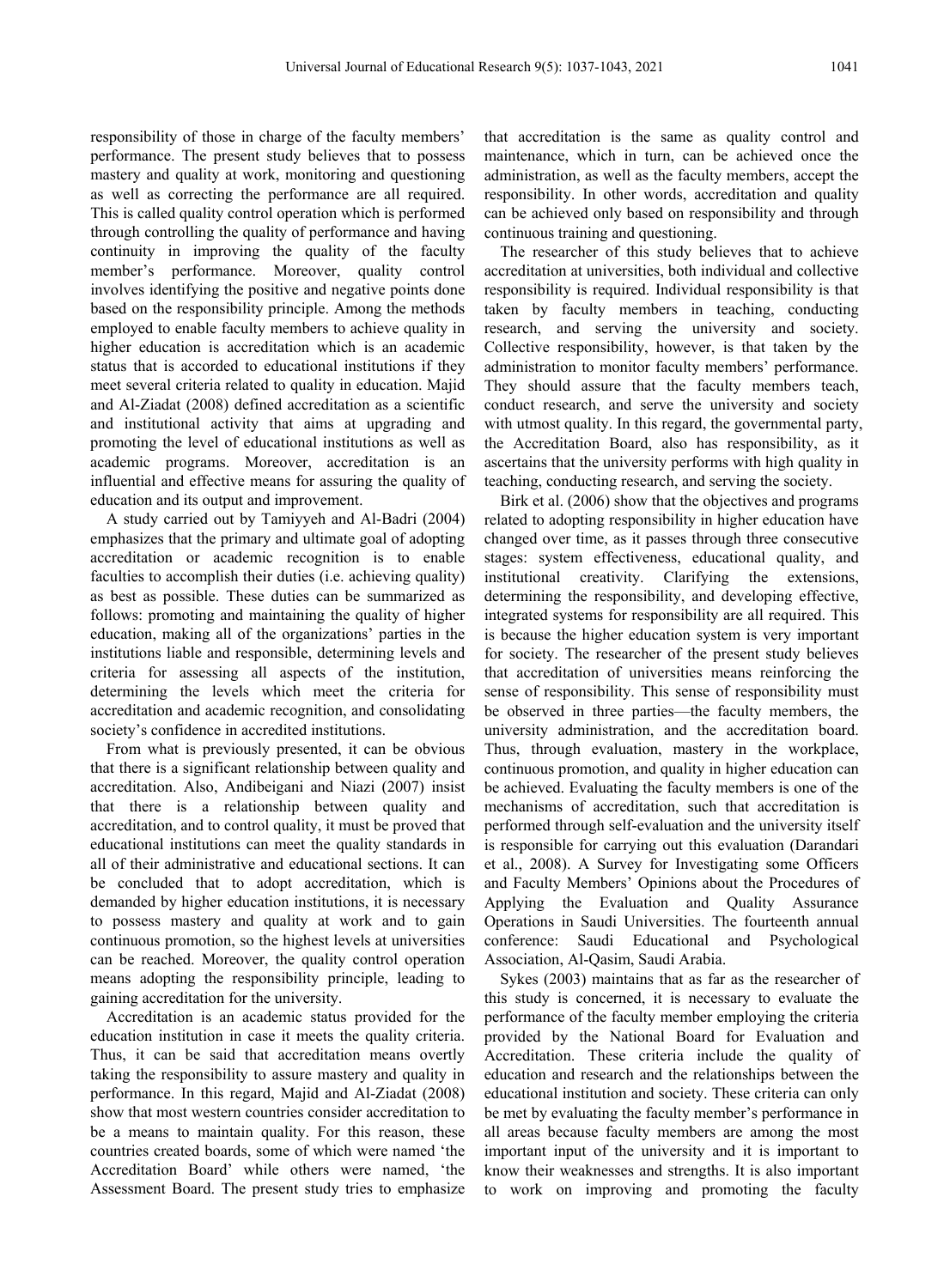responsibility of those in charge of the faculty members' performance. The present study believes that to possess mastery and quality at work, monitoring and questioning as well as correcting the performance are all required. This is called quality control operation which is performed through controlling the quality of performance and having continuity in improving the quality of the faculty member's performance. Moreover, quality control involves identifying the positive and negative points done based on the responsibility principle. Among the methods employed to enable faculty members to achieve quality in higher education is accreditation which is an academic status that is accorded to educational institutions if they meet several criteria related to quality in education. Majid and Al-Ziadat (2008) defined accreditation as a scientific and institutional activity that aims at upgrading and promoting the level of educational institutions as well as academic programs. Moreover, accreditation is an influential and effective means for assuring the quality of education and its output and improvement.

A study carried out by Tamiyyeh and Al-Badri (2004) emphasizes that the primary and ultimate goal of adopting accreditation or academic recognition is to enable faculties to accomplish their duties (i.e. achieving quality) as best as possible. These duties can be summarized as follows: promoting and maintaining the quality of higher education, making all of the organizations' parties in the institutions liable and responsible, determining levels and criteria for assessing all aspects of the institution, determining the levels which meet the criteria for accreditation and academic recognition, and consolidating society's confidence in accredited institutions.

From what is previously presented, it can be obvious that there is a significant relationship between quality and accreditation. Also, Andibeigani and Niazi (2007) insist that there is a relationship between quality and accreditation, and to control quality, it must be proved that educational institutions can meet the quality standards in all of their administrative and educational sections. It can be concluded that to adopt accreditation, which is demanded by higher education institutions, it is necessary to possess mastery and quality at work and to gain continuous promotion, so the highest levels at universities can be reached. Moreover, the quality control operation means adopting the responsibility principle, leading to gaining accreditation for the university.

Accreditation is an academic status provided for the education institution in case it meets the quality criteria. Thus, it can be said that accreditation means overtly taking the responsibility to assure mastery and quality in performance. In this regard, Majid and Al-Ziadat (2008) show that most western countries consider accreditation to be a means to maintain quality. For this reason, these countries created boards, some of which were named 'the Accreditation Board' while others were named, 'the Assessment Board. The present study tries to emphasize that accreditation is the same as quality control and maintenance, which in turn, can be achieved once the administration, as well as the faculty members, accept the responsibility. In other words, accreditation and quality can be achieved only based on responsibility and through continuous training and questioning.

The researcher of this study believes that to achieve accreditation at universities, both individual and collective responsibility is required. Individual responsibility is that taken by faculty members in teaching, conducting research, and serving the university and society. Collective responsibility, however, is that taken by the administration to monitor faculty members' performance. They should assure that the faculty members teach, conduct research, and serve the university and society with utmost quality. In this regard, the governmental party, the Accreditation Board, also has responsibility, as it ascertains that the university performs with high quality in teaching, conducting research, and serving the society.

Birk et al. (2006) show that the objectives and programs related to adopting responsibility in higher education have changed over time, as it passes through three consecutive stages: system effectiveness, educational quality, and institutional creativity. Clarifying the extensions, determining the responsibility, and developing effective, integrated systems for responsibility are all required. This is because the higher education system is very important for society. The researcher of the present study believes that accreditation of universities means reinforcing the sense of responsibility. This sense of responsibility must be observed in three parties—the faculty members, the university administration, and the accreditation board. Thus, through evaluation, mastery in the workplace, continuous promotion, and quality in higher education can be achieved. Evaluating the faculty members is one of the mechanisms of accreditation, such that accreditation is performed through self-evaluation and the university itself is responsible for carrying out this evaluation (Darandari et al., 2008). A Survey for Investigating some Officers and Faculty Members' Opinions about the Procedures of Applying the Evaluation and Quality Assurance Operations in Saudi Universities. The fourteenth annual conference: Saudi Educational and Psychological Association, Al-Qasim, Saudi Arabia.

Sykes (2003) maintains that as far as the researcher of this study is concerned, it is necessary to evaluate the performance of the faculty member employing the criteria provided by the National Board for Evaluation and Accreditation. These criteria include the quality of education and research and the relationships between the educational institution and society. These criteria can only be met by evaluating the faculty member's performance in all areas because faculty members are among the most important input of the university and it is important to know their weaknesses and strengths. It is also important to work on improving and promoting the faculty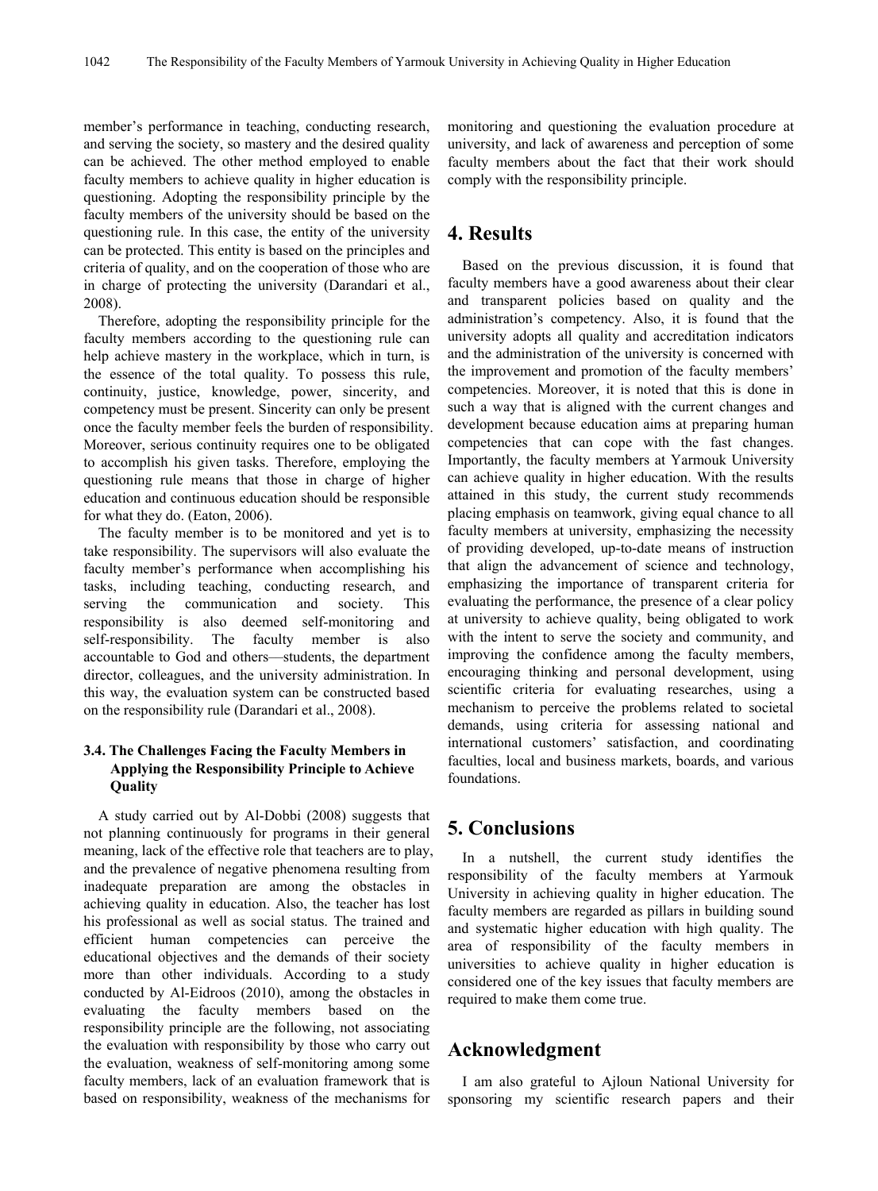member's performance in teaching, conducting research, and serving the society, so mastery and the desired quality can be achieved. The other method employed to enable faculty members to achieve quality in higher education is questioning. Adopting the responsibility principle by the faculty members of the university should be based on the questioning rule. In this case, the entity of the university can be protected. This entity is based on the principles and criteria of quality, and on the cooperation of those who are in charge of protecting the university (Darandari et al., 2008).

Therefore, adopting the responsibility principle for the faculty members according to the questioning rule can help achieve mastery in the workplace, which in turn, is the essence of the total quality. To possess this rule, continuity, justice, knowledge, power, sincerity, and competency must be present. Sincerity can only be present once the faculty member feels the burden of responsibility. Moreover, serious continuity requires one to be obligated to accomplish his given tasks. Therefore, employing the questioning rule means that those in charge of higher education and continuous education should be responsible for what they do. (Eaton, 2006).

The faculty member is to be monitored and yet is to take responsibility. The supervisors will also evaluate the faculty member's performance when accomplishing his tasks, including teaching, conducting research, and serving the communication and society. This responsibility is also deemed self-monitoring and self-responsibility. The faculty member is also accountable to God and others—students, the department director, colleagues, and the university administration. In this way, the evaluation system can be constructed based on the responsibility rule (Darandari et al., 2008).

### 3.4. The Challenges Facing the Faculty Members in Applying the Responsibility Principle to Achieve Quality

A study carried out by Al-Dobbi (2008) suggests that not planning continuously for programs in their general meaning, lack of the effective role that teachers are to play, and the prevalence of negative phenomena resulting from inadequate preparation are among the obstacles in achieving quality in education. Also, the teacher has lost his professional as well as social status. The trained and efficient human competencies can perceive the educational objectives and the demands of their society more than other individuals. According to a study conducted by Al-Eidroos (2010), among the obstacles in evaluating the faculty members based on the responsibility principle are the following, not associating the evaluation with responsibility by those who carry out the evaluation, weakness of self-monitoring among some faculty members, lack of an evaluation framework that is based on responsibility, weakness of the mechanisms for monitoring and questioning the evaluation procedure at university, and lack of awareness and perception of some faculty members about the fact that their work should comply with the responsibility principle.

## 4. Results

Based on the previous discussion, it is found that faculty members have a good awareness about their clear and transparent policies based on quality and the administration's competency. Also, it is found that the university adopts all quality and accreditation indicators and the administration of the university is concerned with the improvement and promotion of the faculty members' competencies. Moreover, it is noted that this is done in such a way that is aligned with the current changes and development because education aims at preparing human competencies that can cope with the fast changes. Importantly, the faculty members at Yarmouk University can achieve quality in higher education. With the results attained in this study, the current study recommends placing emphasis on teamwork, giving equal chance to all faculty members at university, emphasizing the necessity of providing developed, up-to-date means of instruction that align the advancement of science and technology, emphasizing the importance of transparent criteria for evaluating the performance, the presence of a clear policy at university to achieve quality, being obligated to work with the intent to serve the society and community, and improving the confidence among the faculty members, encouraging thinking and personal development, using scientific criteria for evaluating researches, using a mechanism to perceive the problems related to societal demands, using criteria for assessing national and international customers' satisfaction, and coordinating faculties, local and business markets, boards, and various foundations.

## 5. Conclusions

In a nutshell, the current study identifies the responsibility of the faculty members at Yarmouk University in achieving quality in higher education. The faculty members are regarded as pillars in building sound and systematic higher education with high quality. The area of responsibility of the faculty members in universities to achieve quality in higher education is considered one of the key issues that faculty members are required to make them come true.

## Acknowledgment

I am also grateful to Ajloun National University for sponsoring my scientific research papers and their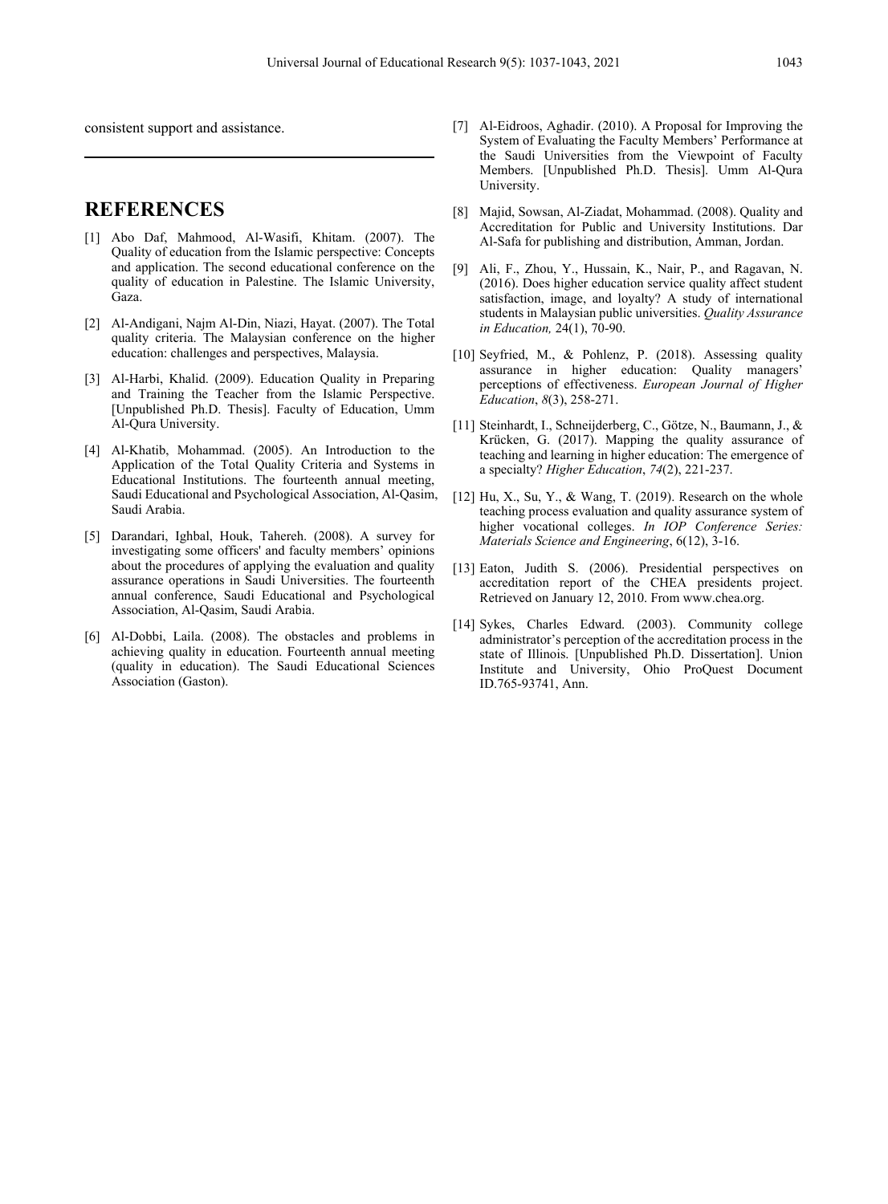consistent support and assistance.

## REFERENCES

[1] Abo Daf, Mahmood, Al-Wasifi, Khitam. (2007). The Quality of education from the Islamic perspective: Concepts and application. The second educational conference on the quality of education in Palestine. The Islamic University, Gaza.

[2] Al-Andigani, Najm Al-Din, Niazi, Hayat. (2007). The Total quality criteria. The Malaysian conference on the higher education: challenges and perspectives, Malaysia.

[3] Al-Harbi, Khalid. (2009). Education Quality in Preparing and Training the Teacher from the Islamic Perspective. [Unpublished Ph.D. Thesis]. Faculty of Education, Umm Al-Qura University.

[4] Al-Khatib, Mohammad. (2005). An Introduction to the Application of the Total Quality Criteria and Systems in Educational Institutions. The fourteenth annual meeting, Saudi Educational and Psychological Association, Al-Qasim, Saudi Arabia.

[5] Darandari, Ighbal, Houk, Tahereh. (2008). A survey for investigating some officers' and faculty members' opinions about the procedures of applying the evaluation and quality assurance operations in Saudi Universities. The fourteenth annual conference, Saudi Educational and Psychological Association, Al-Qasim, Saudi Arabia.

[6] Al-Dobbi, Laila. (2008). The obstacles and problems in achieving quality in education. Fourteenth annual meeting (quality in education). The Saudi Educational Sciences Association (Gaston).

[7] Al-Eidroos, Aghadir. (2010). A Proposal for Improving the System of Evaluating the Faculty Members' Performance at the Saudi Universities from the Viewpoint of Faculty Members. [Unpublished Ph.D. Thesis]. Umm Al-Qura University.

[8] Majid, Sowsan, Al-Ziadat, Mohammad. (2008). Quality and Accreditation for Public and University Institutions. Dar Al-Safa for publishing and distribution, Amman, Jordan.

[9] Ali, F., Zhou, Y., Hussain, K., Nair, P., and Ragavan, N. (2016). Does higher education service quality affect student satisfaction, image, and loyalty? A study of international students in Malaysian public universities. *Quality Assurance in Education,* 24(1), 70-90.

[10] Seyfried, M., & Pohlenz, P. (2018). Assessing quality assurance in higher education: Quality managers' perceptions of effectiveness. *European Journal of Higher Education*, *8*(3), 258-271.

[11] Steinhardt, I., Schneijderberg, C., Götze, N., Baumann, J., & Krücken, G. (2017). Mapping the quality assurance of teaching and learning in higher education: The emergence of a specialty? *Higher Education*, *74*(2), 221-237.

[12] Hu, X., Su, Y., & Wang, T. (2019). Research on the whole teaching process evaluation and quality assurance system of higher vocational colleges. *In IOP Conference Series: Materials Science and Engineering*, 6(12), 3-16.

[13] Eaton, Judith S. (2006). Presidential perspectives on accreditation report of the CHEA presidents project. Retrieved on January 12, 2010. From www.chea.org.

[14] Sykes, Charles Edward. (2003). Community college administrator's perception of the accreditation process in the state of Illinois. [Unpublished Ph.D. Dissertation]. Union Institute and University, Ohio ProQuest Document ID.765-93741, Ann.